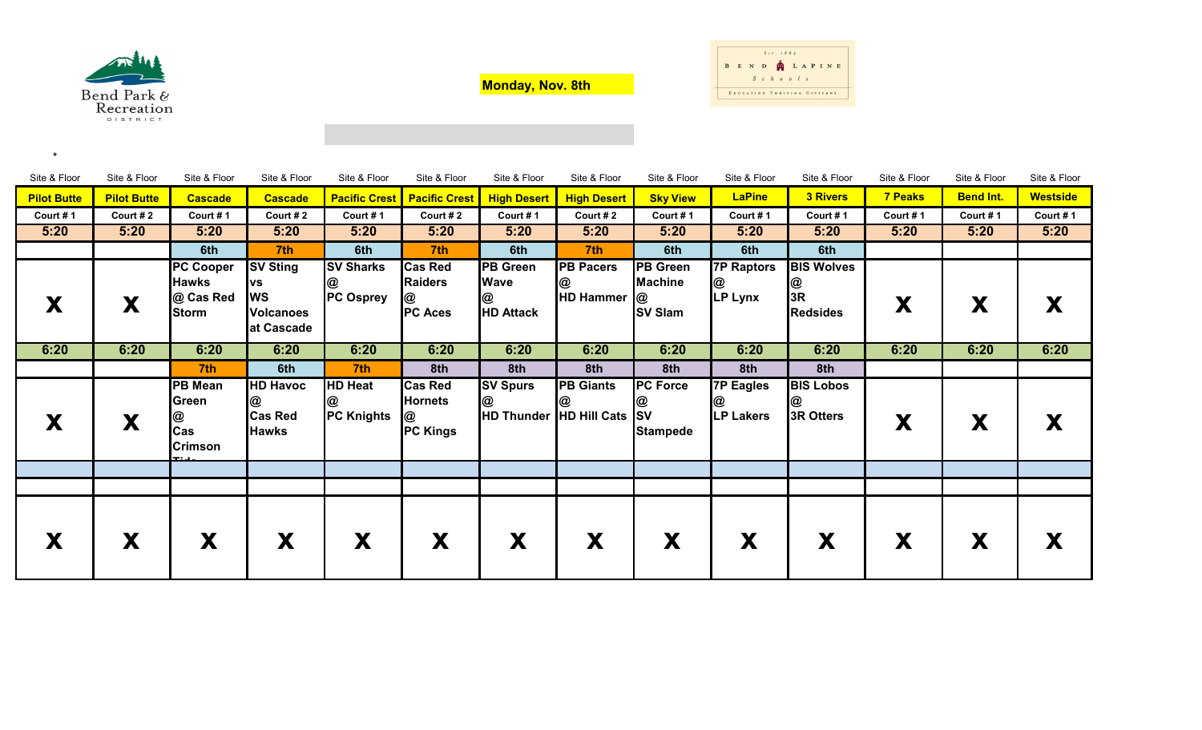Bend Park & Recreation District

**Monday, Nov. 8th**

Bend La Pine Schools — Est. 1889 — Educating Thriving Citizens

*

| Site & Floor | Site & Floor | Site & Floor | Site & Floor | Site & Floor | Site & Floor | Site & Floor | Site & Floor | Site & Floor | Site & Floor | Site & Floor | Site & Floor | Site & Floor | Site & Floor |
|---|---|---|---|---|---|---|---|---|---|---|---|---|---|
| **Pilot Butte** | **Pilot Butte** | **Cascade** | **Cascade** | **Pacific Crest** | **Pacific Crest** | **High Desert** | **High Desert** | **Sky View** | **LaPine** | **3 Rivers** | **7 Peaks** | **Bend Int.** | **Westside** |
| Court # 1 | Court # 2 | Court # 1 | Court # 2 | Court # 1 | Court # 2 | Court # 1 | Court # 2 | Court # 1 | Court # 1 | Court # 1 | Court # 1 | Court # 1 | Court # 1 |
| **5:20** | **5:20** | **5:20** | **5:20** | **5:20** | **5:20** | **5:20** | **5:20** | **5:20** | **5:20** | **5:20** | **5:20** | **5:20** | **5:20** |
| | | **6th** | **7th** | **6th** | **7th** | **6th** | **7th** | **6th** | **6th** | **6th** | | | |
| **X** | **X** | **PC Cooper Hawks @ Cas Red Storm** | **SV Sting vs WS Volcanoes at Cascade** | **SV Sharks @ PC Osprey** | **Cas Red Raiders @ PC Aces** | **PB Green Wave @ HD Attack** | **PB Pacers @ HD Hammer** | **PB Green Machine @ SV Slam** | **7P Raptors @ LP Lynx** | **BIS Wolves @ 3R Redsides** | **X** | **X** | **X** |
| **6:20** | **6:20** | **6:20** | **6:20** | **6:20** | **6:20** | **6:20** | **6:20** | **6:20** | **6:20** | **6:20** | **6:20** | **6:20** | **6:20** |
| | | **7th** | **6th** | **7th** | **8th** | **8th** | **8th** | **8th** | **8th** | **8th** | | | |
| **X** | **X** | **PB Mean Green @ Cas Crimson Tide** | **HD Havoc @ Cas Red Hawks** | **HD Heat @ PC Knights** | **Cas Red Hornets @ PC Kings** | **SV Spurs @ HD Thunder** | **PB Giants @ HD Hill Cats** | **PC Force @ SV Stampede** | **7P Eagles @ LP Lakers** | **BIS Lobos @ 3R Otters** | **X** | **X** | **X** |
| | | | | | | | | | | | | | |
| | | | | | | | | | | | | | |
| **X** | **X** | **X** | **X** | **X** | **X** | **X** | **X** | **X** | **X** | **X** | **X** | **X** | **X** |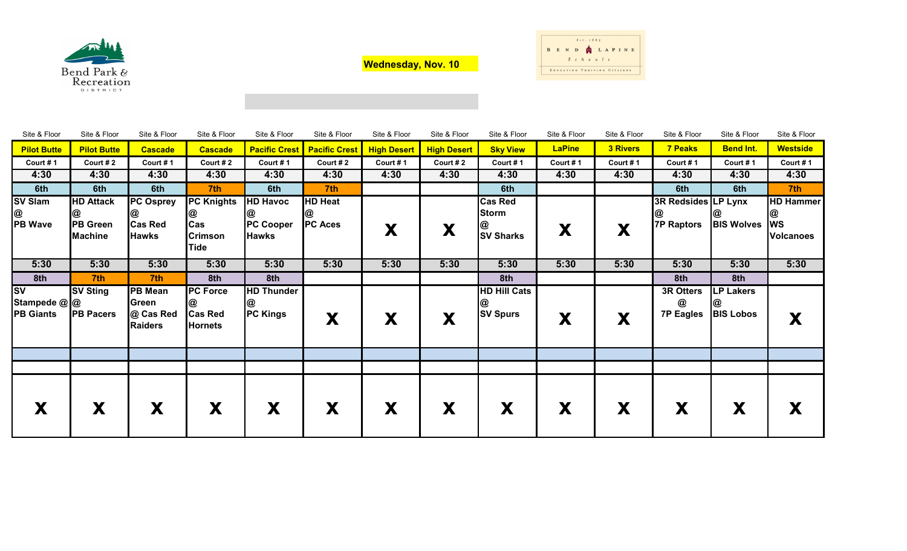Bend Park & Recreation District

**Wednesday, Nov. 10**

Est. 1889 BEND LAPINE Schools — Educating Thriving Citizens

| Site & Floor | Site & Floor | Site & Floor | Site & Floor | Site & Floor | Site & Floor | Site & Floor | Site & Floor | Site & Floor | Site & Floor | Site & Floor | Site & Floor | Site & Floor | Site & Floor |
|---|---|---|---|---|---|---|---|---|---|---|---|---|---|
| **Pilot Butte** | **Pilot Butte** | **Cascade** | **Cascade** | **Pacific Crest** | **Pacific Crest** | **High Desert** | **High Desert** | **Sky View** | **LaPine** | **3 Rivers** | **7 Peaks** | **Bend Int.** | **Westside** |
| Court # 1 | Court # 2 | Court # 1 | Court # 2 | Court # 1 | Court # 2 | Court # 1 | Court # 2 | Court # 1 | Court # 1 | Court # 1 | Court # 1 | Court # 1 | Court # 1 |
| 4:30 | 4:30 | 4:30 | 4:30 | 4:30 | 4:30 | 4:30 | 4:30 | 4:30 | 4:30 | 4:30 | 4:30 | 4:30 | 4:30 |
| 6th | 6th | 6th | 7th | 6th | 7th | | | 6th | | | 6th | 6th | 7th |
| SV Slam @ PB Wave | HD Attack @ PB Green Machine | PC Osprey @ Cas Red Hawks | PC Knights @ Cas Crimson Tide | HD Havoc @ PC Cooper Hawks | HD Heat @ PC Aces | X | X | Cas Red Storm @ SV Sharks | X | X | 3R Redsides @ 7P Raptors | LP Lynx @ BIS Wolves | HD Hammer @ WS Volcanoes |
| 5:30 | 5:30 | 5:30 | 5:30 | 5:30 | 5:30 | 5:30 | 5:30 | 5:30 | 5:30 | 5:30 | 5:30 | 5:30 | 5:30 |
| 8th | 7th | 7th | 8th | 8th | | | | 8th | | | 8th | 8th | |
| SV Stampede @ PB Giants | SV Sting @ PB Pacers | PB Mean Green @ Cas Red Raiders | PC Force @ Cas Red Hornets | HD Thunder @ PC Kings | X | X | X | HD Hill Cats @ SV Spurs | X | X | 3R Otters @ 7P Eagles | LP Lakers @ BIS Lobos | X |
| | | | | | | | | | | | | | |
| | | | | | | | | | | | | | |
| X | X | X | X | X | X | X | X | X | X | X | X | X | X |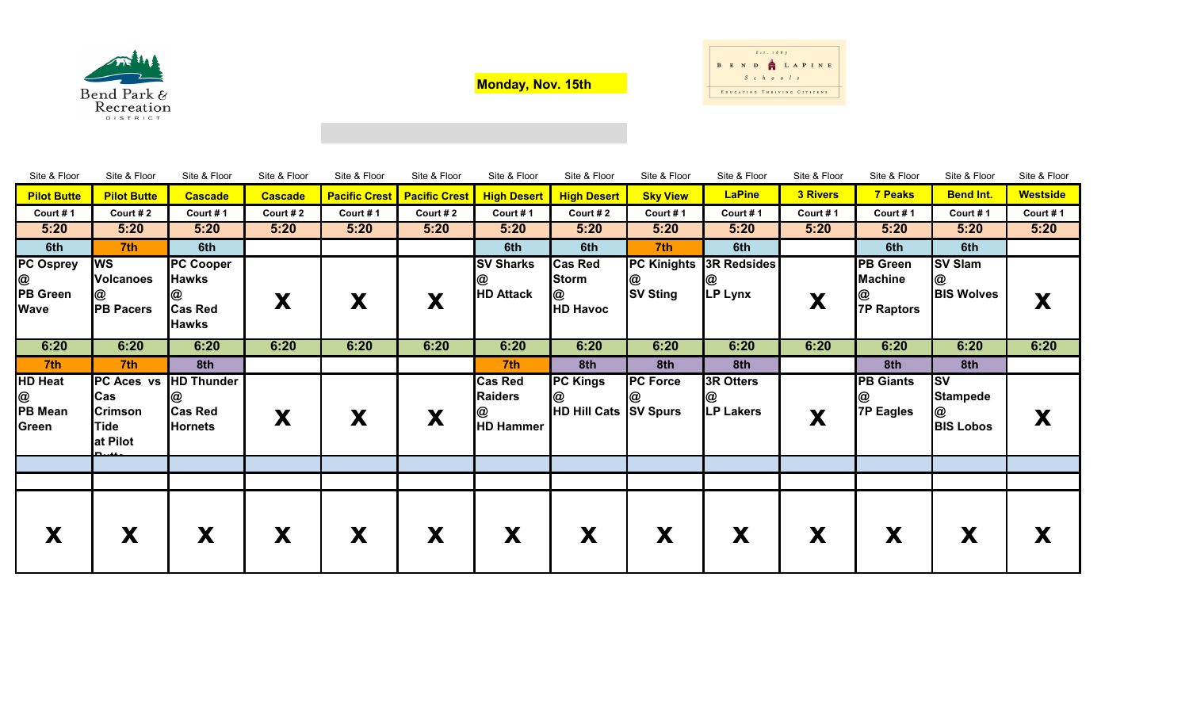Bend Park & Recreation District

**Monday, Nov. 15th**

Est. 1889 BEND LAPINE Schools — Educating Thriving Citizens

| Site & Floor | Site & Floor | Site & Floor | Site & Floor | Site & Floor | Site & Floor | Site & Floor | Site & Floor | Site & Floor | Site & Floor | Site & Floor | Site & Floor | Site & Floor | Site & Floor |
|---|---|---|---|---|---|---|---|---|---|---|---|---|---|
| **Pilot Butte** | **Pilot Butte** | **Cascade** | **Cascade** | **Pacific Crest** | **Pacific Crest** | **High Desert** | **High Desert** | **Sky View** | **LaPine** | **3 Rivers** | **7 Peaks** | **Bend Int.** | **Westside** |
| Court # 1 | Court # 2 | Court # 1 | Court # 2 | Court # 1 | Court # 2 | Court # 1 | Court # 2 | Court # 1 | Court # 1 | Court # 1 | Court # 1 | Court # 1 | Court # 1 |
| **5:20** | **5:20** | **5:20** | **5:20** | **5:20** | **5:20** | **5:20** | **5:20** | **5:20** | **5:20** | **5:20** | **5:20** | **5:20** | **5:20** |
| **6th** | **7th** | **6th** | | | | **6th** | **6th** | **7th** | **6th** | | **6th** | **6th** | |
| **PC Osprey @ PB Green Wave** | **WS Volcanoes @ PB Pacers** | **PC Cooper Hawks @ Cas Red Hawks** | **X** | **X** | **X** | **SV Sharks @ HD Attack** | **Cas Red Storm @ HD Havoc** | **PC Kinights @ SV Sting** | **3R Redsides @ LP Lynx** | **X** | **PB Green Machine @ 7P Raptors** | **SV Slam @ BIS Wolves** | **X** |
| **6:20** | **6:20** | **6:20** | **6:20** | **6:20** | **6:20** | **6:20** | **6:20** | **6:20** | **6:20** | **6:20** | **6:20** | **6:20** | **6:20** |
| **7th** | **7th** | **8th** | | | | **7th** | **8th** | **8th** | **8th** | | **8th** | **8th** | |
| **HD Heat @ PB Mean Green** | **PC Aces vs Cas Crimson Tide at Pilot Butte** | **HD Thunder @ Cas Red Hornets** | **X** | **X** | **X** | **Cas Red Raiders @ HD Hammer** | **PC Kings @ HD Hill Cats** | **PC Force @ SV Spurs** | **3R Otters @ LP Lakers** | **X** | **PB Giants @ 7P Eagles** | **SV Stampede @ BIS Lobos** | **X** |
| | | | | | | | | | | | | | |
| | | | | | | | | | | | | | |
| **X** | **X** | **X** | **X** | **X** | **X** | **X** | **X** | **X** | **X** | **X** | **X** | **X** | **X** |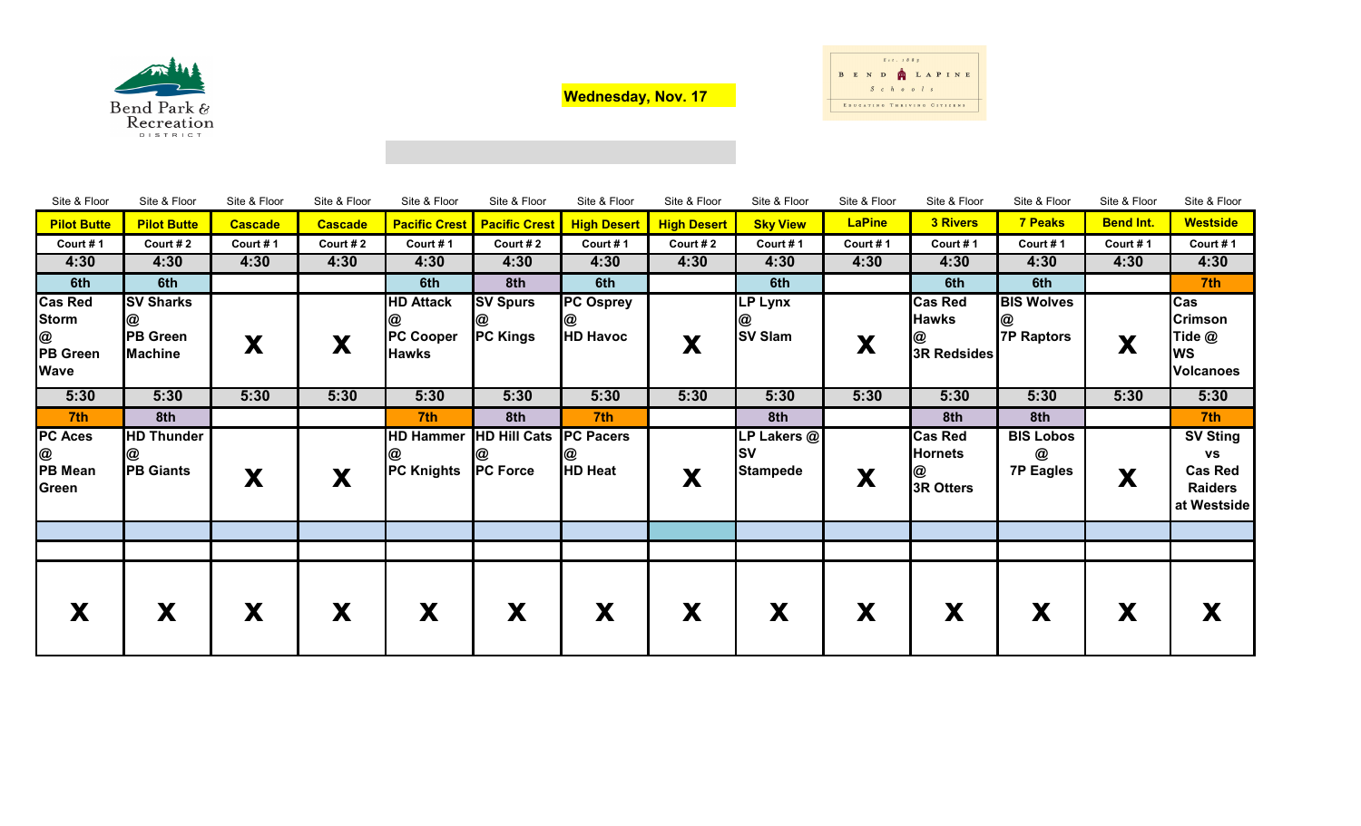Bend Park & Recreation District

**Wednesday, Nov. 17**

Bend LaPine Schools — Educating Thriving Citizens

| Site & Floor | Site & Floor | Site & Floor | Site & Floor | Site & Floor | Site & Floor | Site & Floor | Site & Floor | Site & Floor | Site & Floor | Site & Floor | Site & Floor | Site & Floor | Site & Floor |
|---|---|---|---|---|---|---|---|---|---|---|---|---|---|
| **Pilot Butte** | **Pilot Butte** | **Cascade** | **Cascade** | **Pacific Crest** | **Pacific Crest** | **High Desert** | **High Desert** | **Sky View** | **LaPine** | **3 Rivers** | **7 Peaks** | **Bend Int.** | **Westside** |
| Court # 1 | Court # 2 | Court # 1 | Court # 2 | Court # 1 | Court # 2 | Court # 1 | Court # 2 | Court # 1 | Court # 1 | Court # 1 | Court # 1 | Court # 1 | Court # 1 |
| **4:30** | **4:30** | **4:30** | **4:30** | **4:30** | **4:30** | **4:30** | **4:30** | **4:30** | **4:30** | **4:30** | **4:30** | **4:30** | **4:30** |
| 6th | 6th | | | 6th | 8th | 6th | | 6th | | 6th | 6th | | 7th |
| Cas Red Storm @ PB Green Wave | SV Sharks @ PB Green Machine | X | X | HD Attack @ PC Cooper Hawks | SV Spurs @ PC Kings | PC Osprey @ HD Havoc | X | LP Lynx @ SV Slam | X | Cas Red Hawks @ 3R Redsides | BIS Wolves @ 7P Raptors | X | Cas Crimson Tide @ WS Volcanoes |
| **5:30** | **5:30** | **5:30** | **5:30** | **5:30** | **5:30** | **5:30** | **5:30** | **5:30** | **5:30** | **5:30** | **5:30** | **5:30** | **5:30** |
| 7th | 8th | | | 7th | 8th | 7th | | 8th | | 8th | 8th | | 7th |
| PC Aces @ PB Mean Green | HD Thunder @ PB Giants | X | X | HD Hammer @ PC Knights | HD Hill Cats @ PC Force | PC Pacers @ HD Heat | X | LP Lakers @ SV Stampede | X | Cas Red Hornets @ 3R Otters | BIS Lobos @ 7P Eagles | X | SV Sting vs Cas Red Raiders at Westside |
| | | | | | | | | | | | | | |
| | | | | | | | | | | | | | |
| X | X | X | X | X | X | X | X | X | X | X | X | X | X |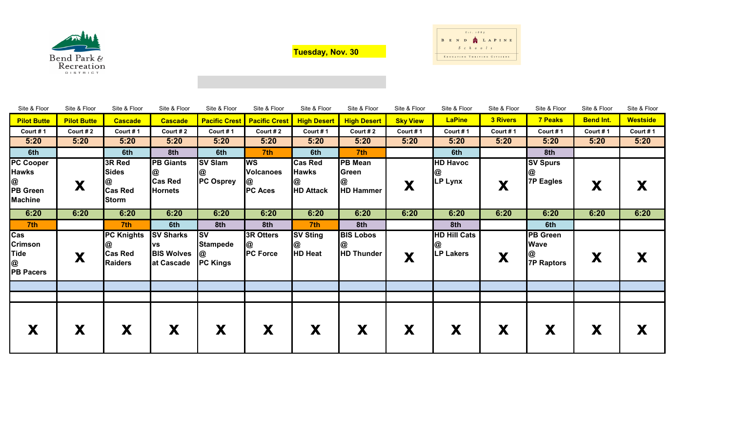Bend Park & Recreation District

**Tuesday, Nov. 30**

Est. 1889 BEND LAPINE Schools — Educating Thriving Citizens

| Site & Floor | Site & Floor | Site & Floor | Site & Floor | Site & Floor | Site & Floor | Site & Floor | Site & Floor | Site & Floor | Site & Floor | Site & Floor | Site & Floor | Site & Floor | Site & Floor |
|---|---|---|---|---|---|---|---|---|---|---|---|---|---|
| **Pilot Butte** | **Pilot Butte** | **Cascade** | **Cascade** | **Pacific Crest** | **Pacific Crest** | **High Desert** | **High Desert** | **Sky View** | **LaPine** | **3 Rivers** | **7 Peaks** | **Bend Int.** | **Westside** |
| Court # 1 | Court # 2 | Court # 1 | Court # 2 | Court # 1 | Court # 2 | Court # 1 | Court # 2 | Court # 1 | Court # 1 | Court # 1 | Court # 1 | Court # 1 | Court # 1 |
| **5:20** | **5:20** | **5:20** | **5:20** | **5:20** | **5:20** | **5:20** | **5:20** | **5:20** | **5:20** | **5:20** | **5:20** | **5:20** | **5:20** |
| **6th** | | **6th** | **8th** | **6th** | **7th** | **6th** | **7th** | | **6th** | | **8th** | | |
| **PC Cooper Hawks @ PB Green Machine** | **X** | **3R Red Sides @ Cas Red Storm** | **PB Giants @ Cas Red Hornets** | **SV Slam @ PC Osprey** | **WS Volcanoes @ PC Aces** | **Cas Red Hawks @ HD Attack** | **PB Mean Green @ HD Hammer** | **X** | **HD Havoc @ LP Lynx** | **X** | **SV Spurs @ 7P Eagles** | **X** | **X** |
| **6:20** | **6:20** | **6:20** | **6:20** | **6:20** | **6:20** | **6:20** | **6:20** | **6:20** | **6:20** | **6:20** | **6:20** | **6:20** | **6:20** |
| **7th** | | **7th** | **6th** | **8th** | **8th** | **7th** | **8th** | | **8th** | | **6th** | | |
| **Cas Crimson Tide @ PB Pacers** | **X** | **PC Knights @ Cas Red Raiders** | **SV Sharks vs BIS Wolves at Cascade** | **SV Stampede @ PC Kings** | **3R Otters @ PC Force** | **SV Sting @ HD Heat** | **BIS Lobos @ HD Thunder** | **X** | **HD Hill Cats @ LP Lakers** | **X** | **PB Green Wave @ 7P Raptors** | **X** | **X** |
| | | | | | | | | | | | | | |
| | | | | | | | | | | | | | |
| **X** | **X** | **X** | **X** | **X** | **X** | **X** | **X** | **X** | **X** | **X** | **X** | **X** | **X** |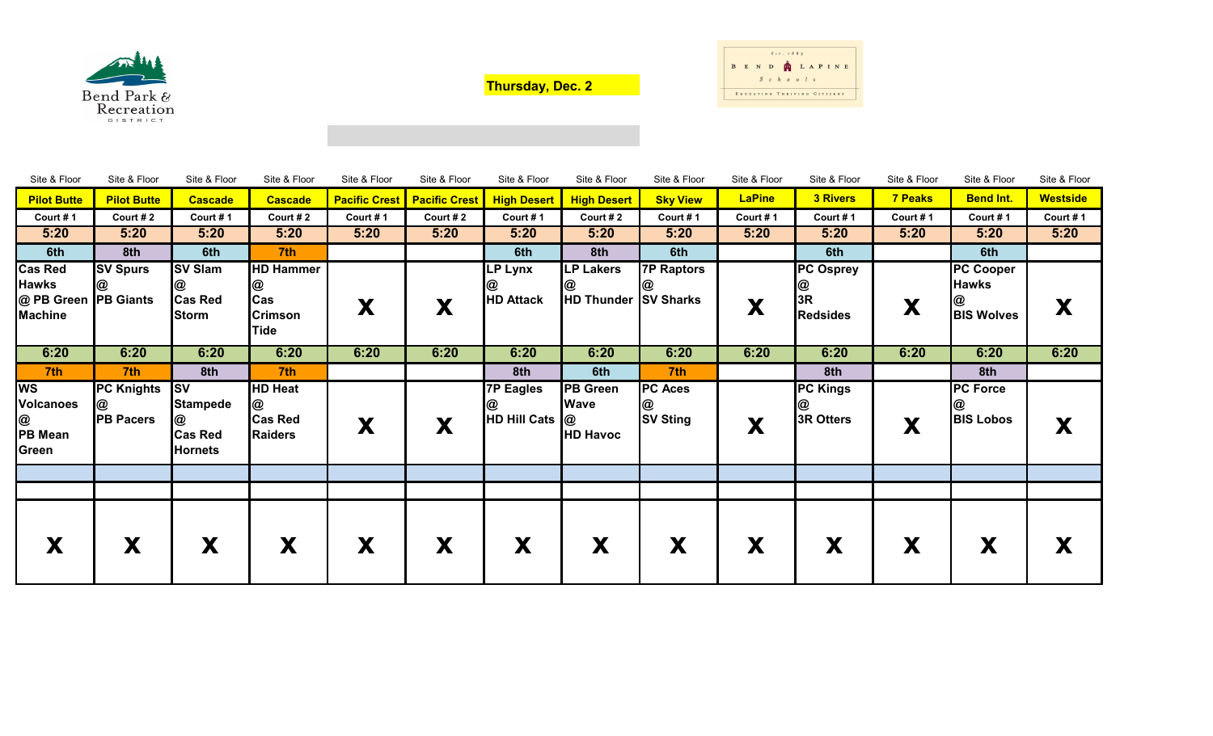Bend Park & Recreation District

**Thursday, Dec. 2**

Est. 1883 BEND LAPINE Schools — Educating Thriving Citizens

| Site & Floor | Site & Floor | Site & Floor | Site & Floor | Site & Floor | Site & Floor | Site & Floor | Site & Floor | Site & Floor | Site & Floor | Site & Floor | Site & Floor | Site & Floor | Site & Floor |
|---|---|---|---|---|---|---|---|---|---|---|---|---|---|
| **Pilot Butte** | **Pilot Butte** | **Cascade** | **Cascade** | **Pacific Crest** | **Pacific Crest** | **High Desert** | **High Desert** | **Sky View** | **LaPine** | **3 Rivers** | **7 Peaks** | **Bend Int.** | **Westside** |
| Court # 1 | Court # 2 | Court # 1 | Court # 2 | Court # 1 | Court # 2 | Court # 1 | Court # 2 | Court # 1 | Court # 1 | Court # 1 | Court # 1 | Court # 1 | Court # 1 |
| **5:20** | **5:20** | **5:20** | **5:20** | **5:20** | **5:20** | **5:20** | **5:20** | **5:20** | **5:20** | **5:20** | **5:20** | **5:20** | **5:20** |
| **6th** | **8th** | **6th** | **7th** | | | **6th** | **8th** | **6th** | | **6th** | | **6th** | |
| **Cas Red Hawks @ PB Green Machine** | **SV Spurs @ PB Giants** | **SV Slam @ Cas Red Storm** | **HD Hammer @ Cas Crimson Tide** | **X** | **X** | **LP Lynx @ HD Attack** | **LP Lakers @ HD Thunder** | **7P Raptors @ SV Sharks** | **X** | **PC Osprey @ 3R Redsides** | **X** | **PC Cooper Hawks @ BIS Wolves** | **X** |
| **6:20** | **6:20** | **6:20** | **6:20** | **6:20** | **6:20** | **6:20** | **6:20** | **6:20** | **6:20** | **6:20** | **6:20** | **6:20** | **6:20** |
| **7th** | **7th** | **8th** | **7th** | | | **8th** | **6th** | **7th** | | **8th** | | **8th** | |
| **WS Volcanoes @ PB Mean Green** | **PC Knights @ PB Pacers** | **SV Stampede @ Cas Red Hornets** | **HD Heat @ Cas Red Raiders** | **X** | **X** | **7P Eagles @ HD Hill Cats** | **PB Green Wave @ HD Havoc** | **PC Aces @ SV Sting** | **X** | **PC Kings @ 3R Otters** | **X** | **PC Force @ BIS Lobos** | **X** |
| | | | | | | | | | | | | | |
| | | | | | | | | | | | | | |
| **X** | **X** | **X** | **X** | **X** | **X** | **X** | **X** | **X** | **X** | **X** | **X** | **X** | **X** |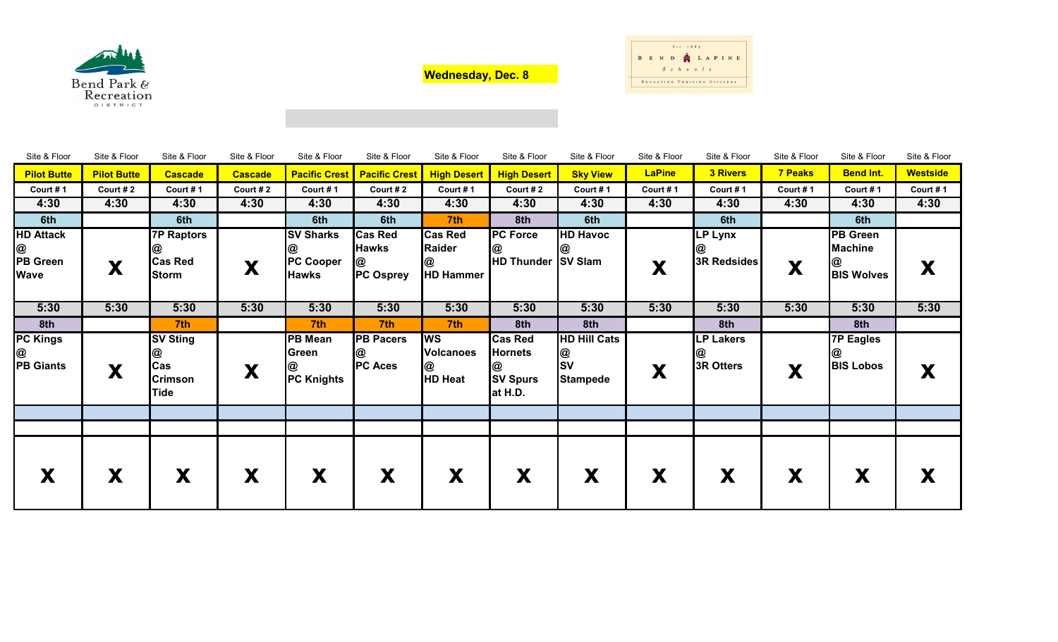Bend Park & Recreation DISTRICT

**Wednesday, Dec. 8**

Est. 1883 BEND LAPINE Schools EDUCATING THRIVING CITIZENS

| Site & Floor | Site & Floor | Site & Floor | Site & Floor | Site & Floor | Site & Floor | Site & Floor | Site & Floor | Site & Floor | Site & Floor | Site & Floor | Site & Floor | Site & Floor | Site & Floor |
|---|---|---|---|---|---|---|---|---|---|---|---|---|---|
| **Pilot Butte** | **Pilot Butte** | **Cascade** | **Cascade** | **Pacific Crest** | **Pacific Crest** | **High Desert** | **High Desert** | **Sky View** | **LaPine** | **3 Rivers** | **7 Peaks** | **Bend Int.** | **Westside** |
| Court # 1 | Court # 2 | Court # 1 | Court # 2 | Court # 1 | Court # 2 | Court # 1 | Court # 2 | Court # 1 | Court # 1 | Court # 1 | Court # 1 | Court # 1 | Court # 1 |
| **4:30** | **4:30** | **4:30** | **4:30** | **4:30** | **4:30** | **4:30** | **4:30** | **4:30** | **4:30** | **4:30** | **4:30** | **4:30** | **4:30** |
| 6th | | 6th | | 6th | 6th | 7th | 8th | 6th | | 6th | | 6th | |
| **HD Attack @ PB Green Wave** | **X** | **7P Raptors @ Cas Red Storm** | **X** | **SV Sharks @ PC Cooper Hawks** | **Cas Red Hawks @ PC Osprey** | **Cas Red Raider @ HD Hammer** | **PC Force @ HD Thunder** | **HD Havoc @ SV Slam** | **X** | **LP Lynx @ 3R Redsides** | **X** | **PB Green Machine @ BIS Wolves** | **X** |
| **5:30** | **5:30** | **5:30** | **5:30** | **5:30** | **5:30** | **5:30** | **5:30** | **5:30** | **5:30** | **5:30** | **5:30** | **5:30** | **5:30** |
| 8th | | 7th | | 7th | 7th | 7th | 8th | 8th | | 8th | | 8th | |
| **PC Kings @ PB Giants** | **X** | **SV Sting @ Cas Crimson Tide** | **X** | **PB Mean Green @ PC Knights** | **PB Pacers @ PC Aces** | **WS Volcanoes @ HD Heat** | **Cas Red Hornets @ SV Spurs at H.D.** | **HD Hill Cats @ SV Stampede** | **X** | **LP Lakers @ 3R Otters** | **X** | **7P Eagles @ BIS Lobos** | **X** |
| | | | | | | | | | | | | | |
| | | | | | | | | | | | | | |
| **X** | **X** | **X** | **X** | **X** | **X** | **X** | **X** | **X** | **X** | **X** | **X** | **X** | **X** |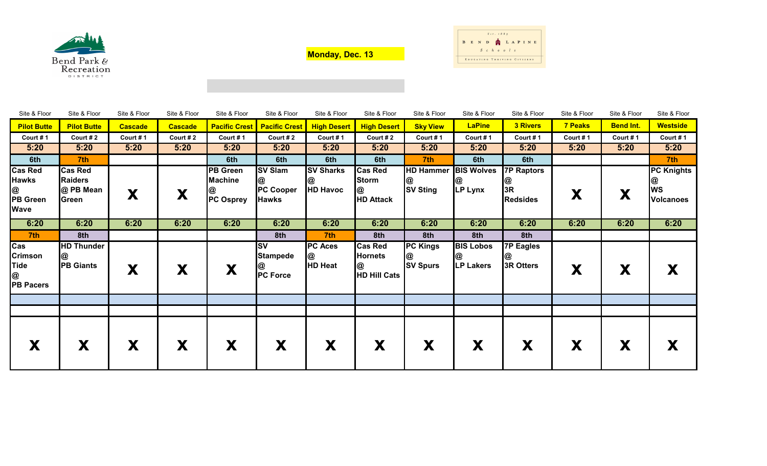**Monday, Dec. 13**

| Site & Floor | Site & Floor | Site & Floor | Site & Floor | Site & Floor | Site & Floor | Site & Floor | Site & Floor | Site & Floor | Site & Floor | Site & Floor | Site & Floor | Site & Floor | Site & Floor |
|---|---|---|---|---|---|---|---|---|---|---|---|---|---|
| **Pilot Butte** | **Pilot Butte** | **Cascade** | **Cascade** | **Pacific Crest** | **Pacific Crest** | **High Desert** | **High Desert** | **Sky View** | **LaPine** | **3 Rivers** | **7 Peaks** | **Bend Int.** | **Westside** |
| Court # 1 | Court # 2 | Court # 1 | Court # 2 | Court # 1 | Court # 2 | Court # 1 | Court # 2 | Court # 1 | Court # 1 | Court # 1 | Court # 1 | Court # 1 | Court # 1 |
| **5:20** | **5:20** | **5:20** | **5:20** | **5:20** | **5:20** | **5:20** | **5:20** | **5:20** | **5:20** | **5:20** | **5:20** | **5:20** | **5:20** |
| **6th** | **7th** | | | **6th** | **6th** | **6th** | **6th** | **7th** | **6th** | **6th** | | | **7th** |
| **Cas Red Hawks @ PB Green Wave** | **Cas Red Raiders @ PB Mean Green** | **X** | **X** | **PB Green Machine @ PC Osprey** | **SV Slam @ PC Cooper Hawks** | **SV Sharks @ HD Havoc** | **Cas Red Storm @ HD Attack** | **HD Hammer @ SV Sting** | **BIS Wolves @ LP Lynx** | **7P Raptors @ 3R Redsides** | **X** | **X** | **PC Knights @ WS Volcanoes** |
| **6:20** | **6:20** | **6:20** | **6:20** | **6:20** | **6:20** | **6:20** | **6:20** | **6:20** | **6:20** | **6:20** | **6:20** | **6:20** | **6:20** |
| **7th** | **8th** | | | | **8th** | **7th** | **8th** | **8th** | **8th** | **8th** | | | |
| **Cas Crimson Tide @ PB Pacers** | **HD Thunder @ PB Giants** | **X** | **X** | **X** | **SV Stampede @ PC Force** | **PC Aces @ HD Heat** | **Cas Red Hornets @ HD Hill Cats** | **PC Kings @ SV Spurs** | **BIS Lobos @ LP Lakers** | **7P Eagles @ 3R Otters** | **X** | **X** | **X** |
| | | | | | | | | | | | | | |
| | | | | | | | | | | | | | |
| **X** | **X** | **X** | **X** | **X** | **X** | **X** | **X** | **X** | **X** | **X** | **X** | **X** | **X** |